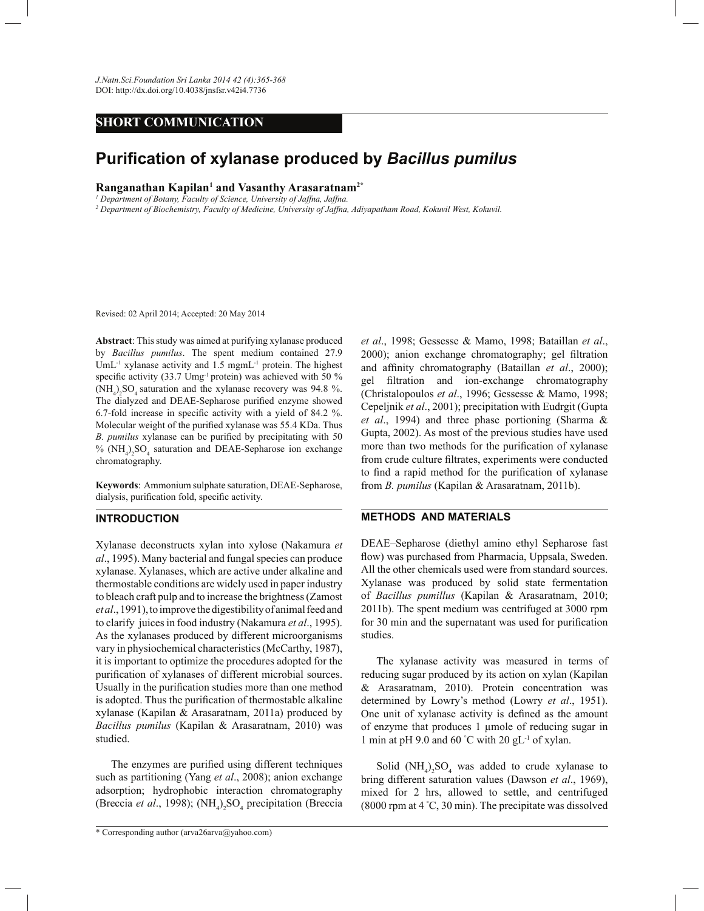SHORT COMMUNICATION

# Purification of xylanase produced by *Bacillus pumilus*

**Ranganathan Kapilan[1] and Vasanthy Arasaratnam[2*]**

[1] *Department of Botany, Faculty of Science, University of Jaffna, Jaffna.*
[2] *Department of Biochemistry, Faculty of Medicine, University of Jaffna, Adiyapatham Road, Kokuvil West, Kokuvil.*

Revised: 02 April 2014; Accepted: 20 May 2014

**Abstract**: This study was aimed at purifying xylanase produced by *Bacillus pumilus*. The spent medium contained 27.9 $UmL^{-1}$ xylanase activity and 1.5 $mgmL^{-1}$ protein. The highest specific activity (33.7 $Umg^{-1}$ protein) was achieved with 50 % $(NH_4)_2SO_4$ saturation and the xylanase recovery was 94.8 %. The dialyzed and DEAE-Sepharose purified enzyme showed 6.7-fold increase in specific activity with a yield of 84.2 %. Molecular weight of the purified xylanase was 55.4 KDa. Thus *B. pumilus* xylanase can be purified by precipitating with 50 % $(NH_4)_2SO_4$ saturation and DEAE-Sepharose ion exchange chromatography.

**Keywords**: Ammonium sulphate saturation, DEAE-Sepharose, dialysis, purification fold, specific activity.

## INTRODUCTION

Xylanase deconstructs xylan into xylose (Nakamura *et al*., 1995). Many bacterial and fungal species can produce xylanase. Xylanases, which are active under alkaline and thermostable conditions are widely used in paper industry to bleach craft pulp and to increase the brightness (Zamost *et al*., 1991), to improve the digestibility of animal feed and to clarify juices in food industry (Nakamura *et al*., 1995). As the xylanases produced by different microorganisms vary in physiochemical characteristics (McCarthy, 1987), it is important to optimize the procedures adopted for the purification of xylanases of different microbial sources. Usually in the purification studies more than one method is adopted. Thus the purification of thermostable alkaline xylanase (Kapilan & Arasaratnam, 2011a) produced by *Bacillus pumilus* (Kapilan & Arasaratnam, 2010) was studied.

The enzymes are purified using different techniques such as partitioning (Yang *et al*., 2008); anion exchange adsorption; hydrophobic interaction chromatography (Breccia *et al*., 1998); $(NH_4)_2SO_4$ precipitation (Breccia *et al*., 1998; Gessesse & Mamo, 1998; Bataillan *et al*., 2000); anion exchange chromatography; gel filtration and affinity chromatography (Bataillan *et al*., 2000); gel filtration and ion-exchange chromatography (Christalopoulos *et al*., 1996; Gessesse & Mamo, 1998; Cepeljnik *et al*., 2001); precipitation with Eudrgit (Gupta *et al*., 1994) and three phase portioning (Sharma & Gupta, 2002). As most of the previous studies have used more than two methods for the purification of xylanase from crude culture filtrates, experiments were conducted to find a rapid method for the purification of xylanase from *B. pumilus* (Kapilan & Arasaratnam, 2011b).

## METHODS AND MATERIALS

DEAE–Sepharose (diethyl amino ethyl Sepharose fast flow) was purchased from Pharmacia, Uppsala, Sweden. All the other chemicals used were from standard sources. Xylanase was produced by solid state fermentation of *Bacillus pumillus* (Kapilan & Arasaratnam, 2010; 2011b). The spent medium was centrifuged at 3000 rpm for 30 min and the supernatant was used for purification studies.

The xylanase activity was measured in terms of reducing sugar produced by its action on xylan (Kapilan & Arasaratnam, 2010). Protein concentration was determined by Lowry's method (Lowry *et al*., 1951). One unit of xylanase activity is defined as the amount of enzyme that produces 1 μmole of reducing sugar in 1 min at pH 9.0 and 60 ˚C with 20 $gL^{-1}$ of xylan.

Solid $(NH_4)_2SO_4$ was added to crude xylanase to bring different saturation values (Dawson *et al*., 1969), mixed for 2 hrs, allowed to settle, and centrifuged (8000 rpm at 4 ˚C, 30 min). The precipitate was dissolved

\* Corresponding author (arva26arva@yahoo.com)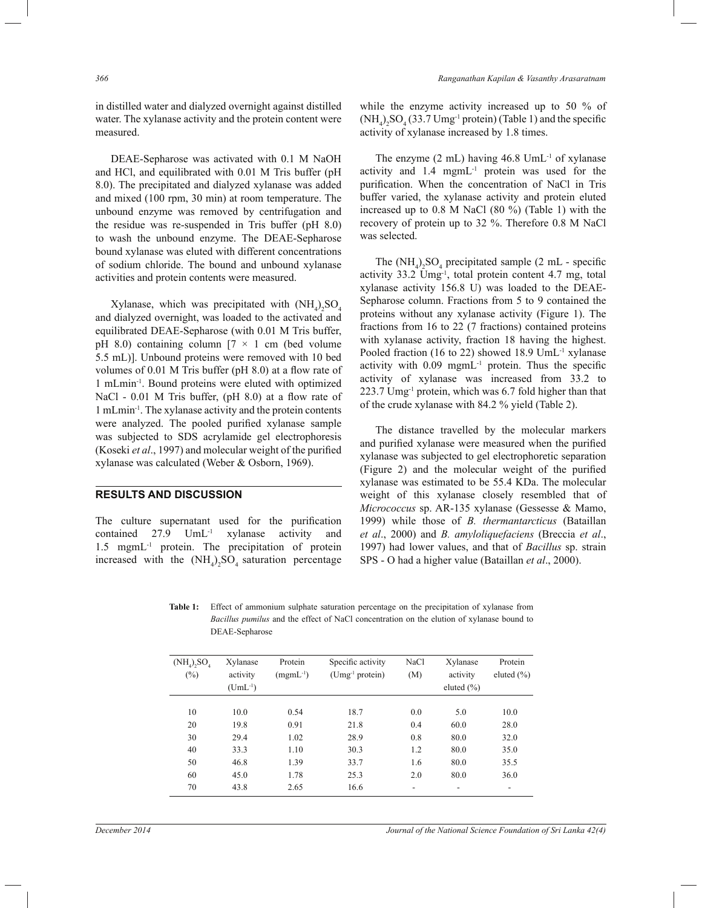in distilled water and dialyzed overnight against distilled water. The xylanase activity and the protein content were measured.

DEAE-Sepharose was activated with 0.1 M NaOH and HCl, and equilibrated with 0.01 M Tris buffer (pH 8.0). The precipitated and dialyzed xylanase was added and mixed (100 rpm, 30 min) at room temperature. The unbound enzyme was removed by centrifugation and the residue was re-suspended in Tris buffer (pH 8.0) to wash the unbound enzyme. The DEAE-Sepharose bound xylanase was eluted with different concentrations of sodium chloride. The bound and unbound xylanase activities and protein contents were measured.

Xylanase, which was precipitated with $(NH_4)_2SO_4$ and dialyzed overnight, was loaded to the activated and equilibrated DEAE-Sepharose (with 0.01 M Tris buffer, pH 8.0) containing column [7 × 1 cm (bed volume 5.5 mL)]. Unbound proteins were removed with 10 bed volumes of 0.01 M Tris buffer (pH 8.0) at a flow rate of 1 mLmin$^{-1}$. Bound proteins were eluted with optimized NaCl - 0.01 M Tris buffer, (pH 8.0) at a flow rate of 1 mLmin$^{-1}$. The xylanase activity and the protein contents were analyzed. The pooled purified xylanase sample was subjected to SDS acrylamide gel electrophoresis (Koseki *et al*., 1997) and molecular weight of the purified xylanase was calculated (Weber & Osborn, 1969).

## RESULTS AND DISCUSSION

The culture supernatant used for the purification contained 27.9 UmL$^{-1}$ xylanase activity and 1.5 mgmL$^{-1}$ protein. The precipitation of protein increased with the $(NH_4)_2SO_4$ saturation percentage while the enzyme activity increased up to 50 % of $(NH_4)_2SO_4$ (33.7 Umg$^{-1}$ protein) (Table 1) and the specific activity of xylanase increased by 1.8 times.

The enzyme (2 mL) having 46.8 UmL$^{-1}$ of xylanase activity and 1.4 mgmL$^{-1}$ protein was used for the purification. When the concentration of NaCl in Tris buffer varied, the xylanase activity and protein eluted increased up to 0.8 M NaCl (80 %) (Table 1) with the recovery of protein up to 32 %. Therefore 0.8 M NaCl was selected.

The $(NH_4)_2SO_4$ precipitated sample (2 mL - specific activity 33.2 Umg$^{-1}$, total protein content 4.7 mg, total xylanase activity 156.8 U) was loaded to the DEAE-Sepharose column. Fractions from 5 to 9 contained the proteins without any xylanase activity (Figure 1). The fractions from 16 to 22 (7 fractions) contained proteins with xylanase activity, fraction 18 having the highest. Pooled fraction (16 to 22) showed 18.9 UmL$^{-1}$ xylanase activity with 0.09 mgmL$^{-1}$ protein. Thus the specific activity of xylanase was increased from 33.2 to 223.7 Umg$^{-1}$ protein, which was 6.7 fold higher than that of the crude xylanase with 84.2 % yield (Table 2).

The distance travelled by the molecular markers and purified xylanase were measured when the purified xylanase was subjected to gel electrophoretic separation (Figure 2) and the molecular weight of the purified xylanase was estimated to be 55.4 KDa. The molecular weight of this xylanase closely resembled that of *Micrococcus* sp. AR-135 xylanase (Gessesse & Mamo, 1999) while those of *B. thermantarcticus* (Bataillan *et al*., 2000) and *B. amyloliquefaciens* (Breccia *et al*., 1997) had lower values, and that of *Bacillus* sp. strain SPS - O had a higher value (Bataillan *et al*., 2000).

**Table 1:** Effect of ammonium sulphate saturation percentage on the precipitation of xylanase from *Bacillus pumilus* and the effect of NaCl concentration on the elution of xylanase bound to DEAE-Sepharose

| $(NH_4)_2SO_4$ (%) | Xylanase activity (UmL$^{-1}$) | Protein (mgmL$^{-1}$) | Specific activity (Umg$^{-1}$ protein) | NaCl (M) | Xylanase activity eluted (%) | Protein eluted (%) |
|---|---|---|---|---|---|---|
| 10 | 10.0 | 0.54 | 18.7 | 0.0 | 5.0 | 10.0 |
| 20 | 19.8 | 0.91 | 21.8 | 0.4 | 60.0 | 28.0 |
| 30 | 29.4 | 1.02 | 28.9 | 0.8 | 80.0 | 32.0 |
| 40 | 33.3 | 1.10 | 30.3 | 1.2 | 80.0 | 35.0 |
| 50 | 46.8 | 1.39 | 33.7 | 1.6 | 80.0 | 35.5 |
| 60 | 45.0 | 1.78 | 25.3 | 2.0 | 80.0 | 36.0 |
| 70 | 43.8 | 2.65 | 16.6 | - | - | - |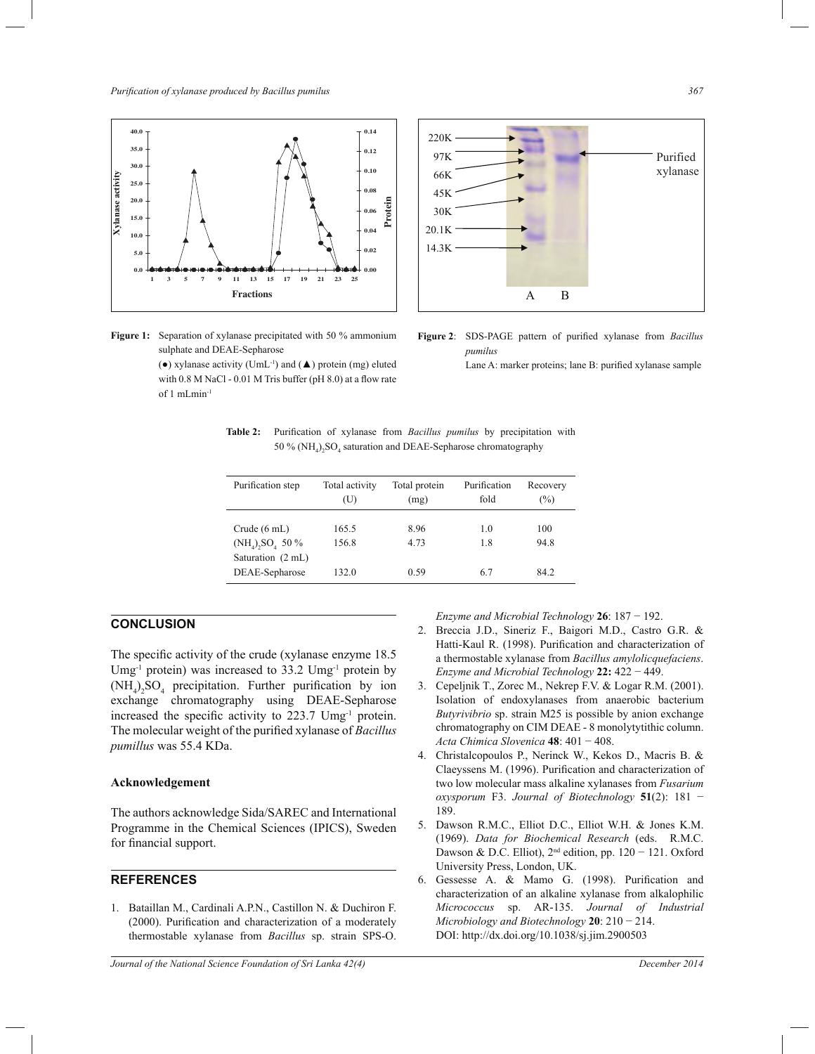Figure 1: Separation of xylanase precipitated with 50 % ammonium sulphate and DEAE-Sepharose
(●) xylanase activity (UmL$^{-1}$) and (▲) protein (mg) eluted with 0.8 M NaCl - 0.01 M Tris buffer (pH 8.0) at a flow rate of 1 mLmin$^{-1}$

Figure 2: SDS-PAGE pattern of purified xylanase from *Bacillus pumilus*
Lane A: marker proteins; lane B: purified xylanase sample

**Table 2:** Purification of xylanase from *Bacillus pumilus* by precipitation with 50 % $(NH_4)_2SO_4$ saturation and DEAE-Sepharose chromatography

| Purification step | Total activity (U) | Total protein (mg) | Purification fold | Recovery (%) |
|---|---|---|---|---|
| Crude (6 mL) | 165.5 | 8.96 | 1.0 | 100 |
| $(NH_4)_2SO_4$ 50 % Saturation (2 mL) | 156.8 | 4.73 | 1.8 | 94.8 |
| DEAE-Sepharose | 132.0 | 0.59 | 6.7 | 84.2 |

## CONCLUSION

The specific activity of the crude (xylanase enzyme 18.5 Umg$^{-1}$ protein) was increased to 33.2 Umg$^{-1}$ protein by $(NH_4)_2SO_4$ precipitation. Further purification by ion exchange chromatography using DEAE-Sepharose increased the specific activity to 223.7 Umg$^{-1}$ protein. The molecular weight of the purified xylanase of *Bacillus pumillus* was 55.4 KDa.

### Acknowledgement

The authors acknowledge Sida/SAREC and International Programme in the Chemical Sciences (IPICS), Sweden for financial support.

## REFERENCES

1. Bataillan M., Cardinali A.P.N., Castillon N. & Duchiron F. (2000). Purification and characterization of a moderately thermostable xylanase from *Bacillus* sp. strain SPS-O. *Enzyme and Microbial Technology* **26**: 187 − 192.
2. Breccia J.D., Sineriz F., Baigori M.D., Castro G.R. & Hatti-Kaul R. (1998). Purification and characterization of a thermostable xylanase from *Bacillus amylolicquefaciens*. *Enzyme and Microbial Technology* **22:** 422 − 449.
3. Cepeljnik T., Zorec M., Nekrep F.V. & Logar R.M. (2001). Isolation of endoxylanases from anaerobic bacterium *Butyrivibrio* sp. strain M25 is possible by anion exchange chromatography on CIM DEAE - 8 monolytytithic column. *Acta Chimica Slovenica* **48**: 401 − 408.
4. Christalcopoulos P., Nerinck W., Kekos D., Macris B. & Claeyssens M. (1996). Purification and characterization of two low molecular mass alkaline xylanases from *Fusarium oxysporum* F3. *Journal of Biotechnology* **51**(2): 181 − 189.
5. Dawson R.M.C., Elliot D.C., Elliot W.H. & Jones K.M. (1969). *Data for Biochemical Research* (eds. R.M.C. Dawson & D.C. Elliot), 2nd edition, pp. 120 − 121. Oxford University Press, London, UK.
6. Gessesse A. & Mamo G. (1998). Purification and characterization of an alkaline xylanase from alkalophilic *Micrococcus* sp. AR-135. *Journal of Industrial Microbiology and Biotechnology* **20**: 210 − 214. DOI: http://dx.doi.org/10.1038/sj.jim.2900503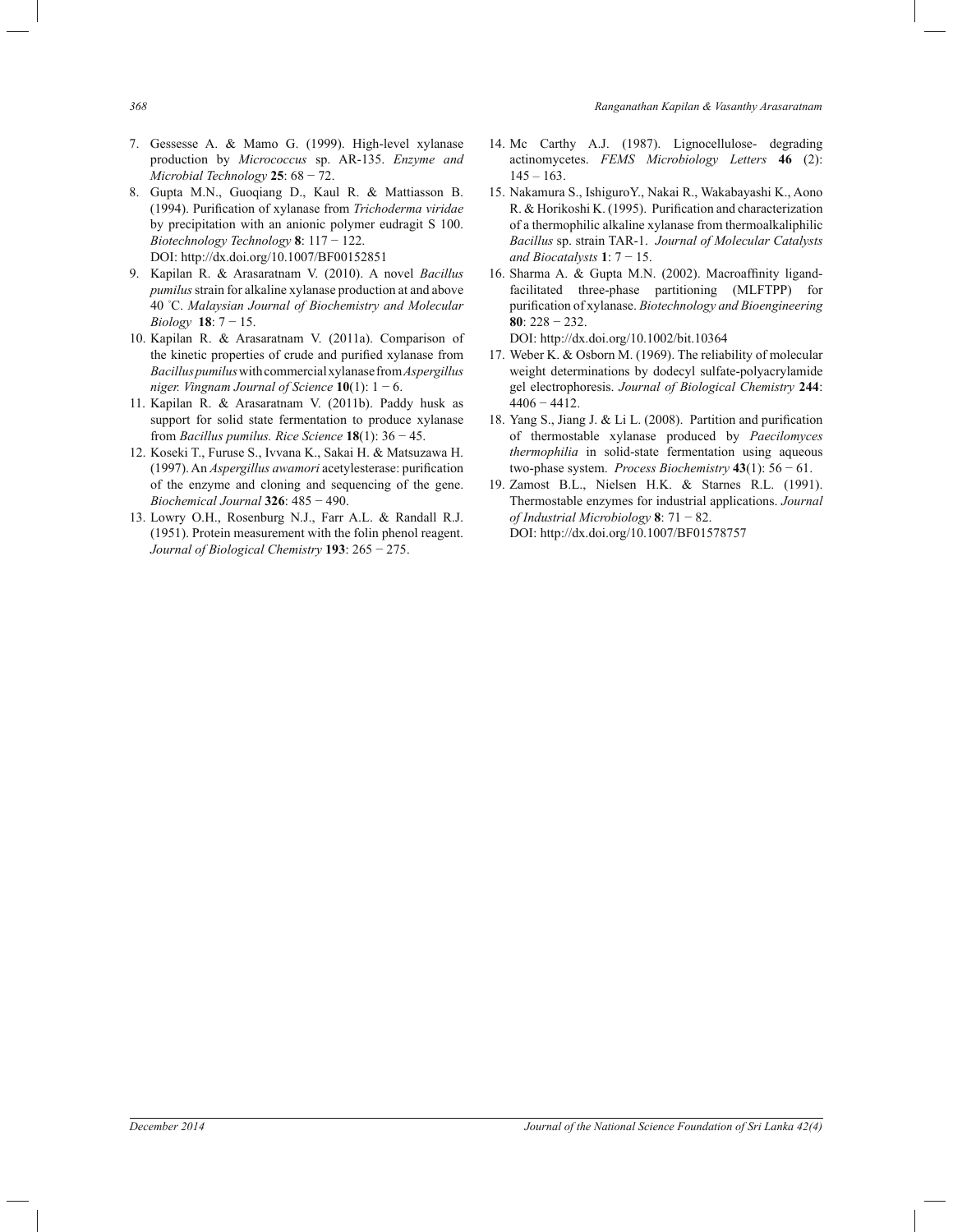7. Gessesse A. & Mamo G. (1999). High-level xylanase production by *Micrococcus* sp. AR-135. *Enzyme and Microbial Technology* **25**: 68 − 72.
8. Gupta M.N., Guoqiang D., Kaul R. & Mattiasson B. (1994). Purification of xylanase from *Trichoderma viridae* by precipitation with an anionic polymer eudragit S 100. *Biotechnology Technology* **8**: 117 − 122.
   DOI: http://dx.doi.org/10.1007/BF00152851
9. Kapilan R. & Arasaratnam V. (2010). A novel *Bacillus pumilus* strain for alkaline xylanase production at and above 40 °C. *Malaysian Journal of Biochemistry and Molecular Biology* **18**: 7 − 15.
10. Kapilan R. & Arasaratnam V. (2011a). Comparison of the kinetic properties of crude and purified xylanase from *Bacillus pumilus* with commercial xylanase from *Aspergillus niger. Vingnam Journal of Science* **10**(1): 1 − 6.
11. Kapilan R. & Arasaratnam V. (2011b). Paddy husk as support for solid state fermentation to produce xylanase from *Bacillus pumilus. Rice Science* **18**(1): 36 − 45.
12. Koseki T., Furuse S., Ivvana K., Sakai H. & Matsuzawa H. (1997). An *Aspergillus awamori* acetylesterase: purification of the enzyme and cloning and sequencing of the gene. *Biochemical Journal* **326**: 485 − 490.
13. Lowry O.H., Rosenburg N.J., Farr A.L. & Randall R.J. (1951). Protein measurement with the folin phenol reagent. *Journal of Biological Chemistry* **193**: 265 − 275.
14. Mc Carthy A.J. (1987). Lignocellulose- degrading actinomycetes. *FEMS Microbiology Letters* **46** (2): 145 – 163.
15. Nakamura S., IshiguroY., Nakai R., Wakabayashi K., Aono R. & Horikoshi K. (1995). Purification and characterization of a thermophilic alkaline xylanase from thermoalkaliphilic *Bacillus* sp. strain TAR-1. *Journal of Molecular Catalysts and Biocatalysts* **1**: 7 − 15.
16. Sharma A. & Gupta M.N. (2002). Macroaffinity ligand-facilitated three-phase partitioning (MLFTPP) for purification of xylanase. *Biotechnology and Bioengineering* **80**: 228 − 232.
   DOI: http://dx.doi.org/10.1002/bit.10364
17. Weber K. & Osborn M. (1969). The reliability of molecular weight determinations by dodecyl sulfate-polyacrylamide gel electrophoresis. *Journal of Biological Chemistry* **244**: 4406 − 4412.
18. Yang S., Jiang J. & Li L. (2008). Partition and purification of thermostable xylanase produced by *Paecilomyces thermophilia* in solid-state fermentation using aqueous two-phase system. *Process Biochemistry* **43**(1): 56 − 61.
19. Zamost B.L., Nielsen H.K. & Starnes R.L. (1991). Thermostable enzymes for industrial applications. *Journal of Industrial Microbiology* **8**: 71 − 82.
   DOI: http://dx.doi.org/10.1007/BF01578757